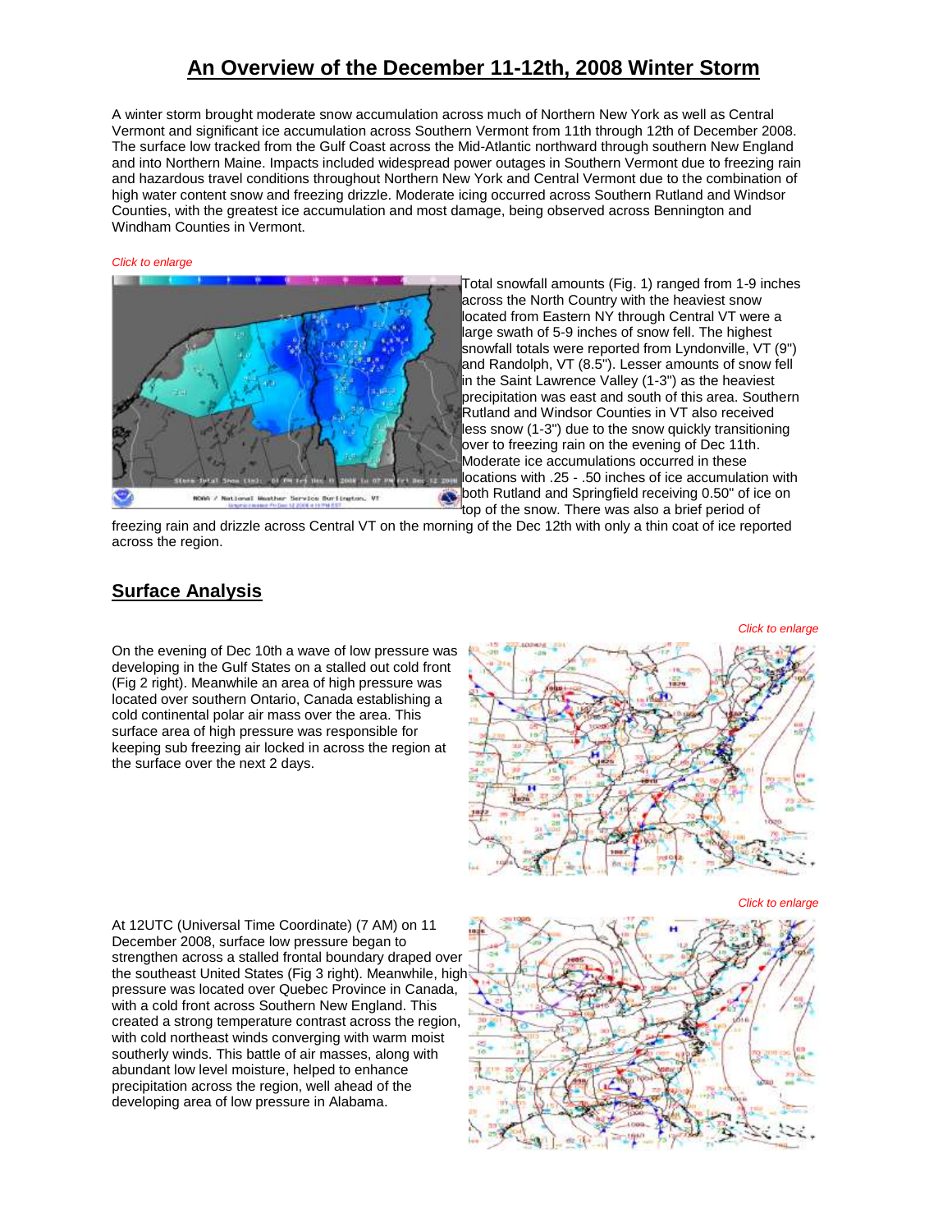# An Overview of the December 11-12th, 2008 Winter Storm

A winter storm brought moderate snow accumulation across much of Northern New York as well as Central Vermont and significant ice accumulation across Southern Vermont from 11th through 12th of December 2008. The surface low tracked from the Gulf Coast across the Mid-Atlantic northward through southern New England and into Northern Maine. Impacts included widespread power outages in Southern Vermont due to freezing rain and hazardous travel conditions throughout Northern New York and Central Vermont due to the combination of high water content snow and freezing drizzle. Moderate icing occurred across Southern Rutland and Windsor Counties, with the greatest ice accumulation and most damage, being observed across Bennington and Windham Counties in Vermont.

*Click to enlarge*

Total snowfall amounts (Fig. 1) ranged from 1-9 inches across the North Country with the heaviest snow located from Eastern NY through Central VT were a large swath of 5-9 inches of snow fell. The highest snowfall totals were reported from Lyndonville, VT (9") and Randolph, VT (8.5"). Lesser amounts of snow fell in the Saint Lawrence Valley (1-3") as the heaviest precipitation was east and south of this area. Southern Rutland and Windsor Counties in VT also received less snow (1-3") due to the snow quickly transitioning over to freezing rain on the evening of Dec 11th. Moderate ice accumulations occurred in these locations with .25 - .50 inches of ice accumulation with both Rutland and Springfield receiving 0.50" of ice on top of the snow. There was also a brief period of freezing rain and drizzle across Central VT on the morning of the Dec 12th with only a thin coat of ice reported across the region.

## Surface Analysis

*Click to enlarge*

On the evening of Dec 10th a wave of low pressure was developing in the Gulf States on a stalled out cold front (Fig 2 right). Meanwhile an area of high pressure was located over southern Ontario, Canada establishing a cold continental polar air mass over the area. This surface area of high pressure was responsible for keeping sub freezing air locked in across the region at the surface over the next 2 days.

*Click to enlarge*

At 12UTC (Universal Time Coordinate) (7 AM) on 11 December 2008, surface low pressure began to strengthen across a stalled frontal boundary draped over the southeast United States (Fig 3 right). Meanwhile, high pressure was located over Quebec Province in Canada, with a cold front across Southern New England. This created a strong temperature contrast across the region, with cold northeast winds converging with warm moist southerly winds. This battle of air masses, along with abundant low level moisture, helped to enhance precipitation across the region, well ahead of the developing area of low pressure in Alabama.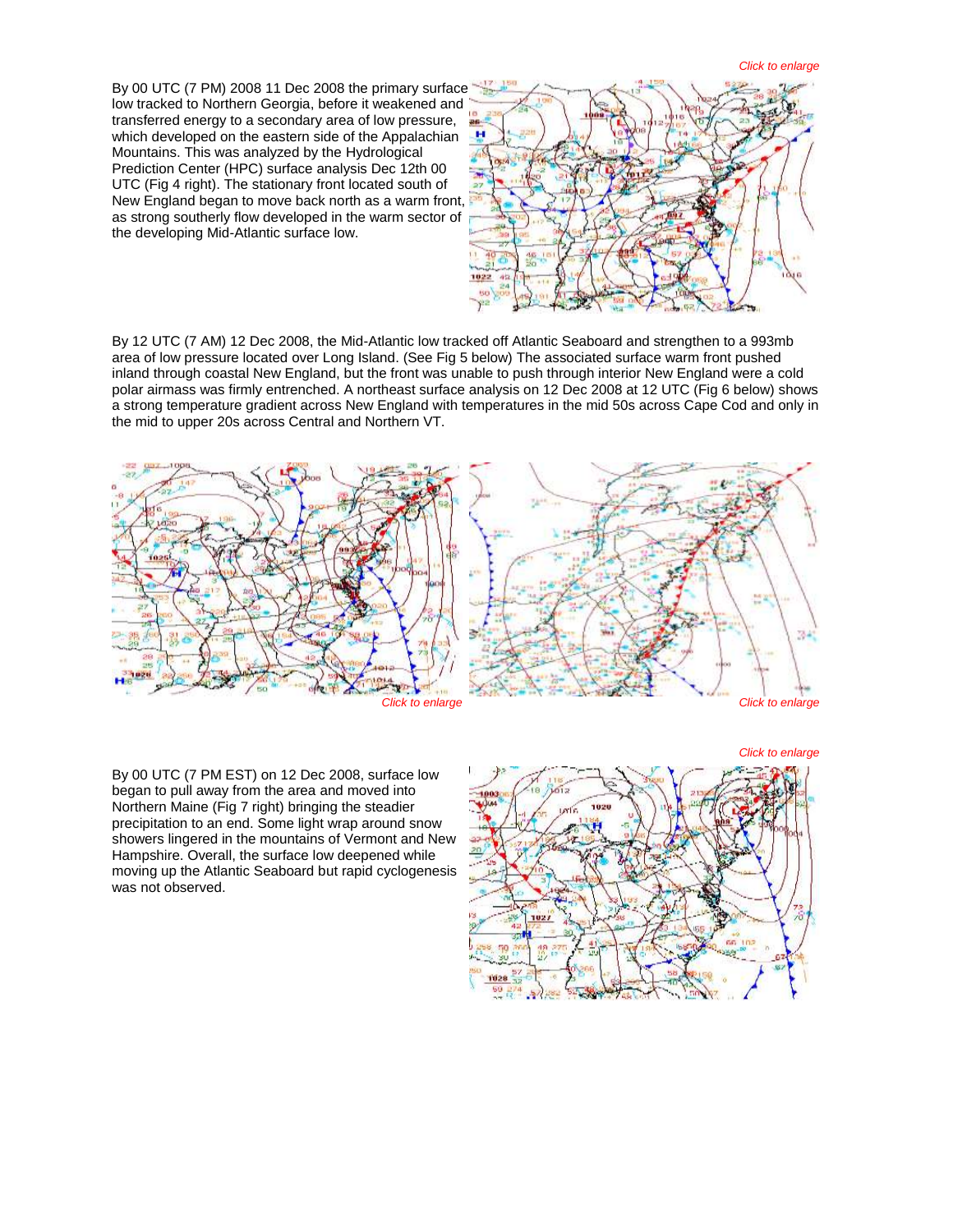*Click to enlarge*

By 00 UTC (7 PM) 2008 11 Dec 2008 the primary surface low tracked to Northern Georgia, before it weakened and transferred energy to a secondary area of low pressure, which developed on the eastern side of the Appalachian Mountains. This was analyzed by the Hydrological Prediction Center (HPC) surface analysis Dec 12th 00 UTC (Fig 4 right). The stationary front located south of New England began to move back north as a warm front, as strong southerly flow developed in the warm sector of the developing Mid-Atlantic surface low.

By 12 UTC (7 AM) 12 Dec 2008, the Mid-Atlantic low tracked off Atlantic Seaboard and strengthen to a 993mb area of low pressure located over Long Island. (See Fig 5 below) The associated surface warm front pushed inland through coastal New England, but the front was unable to push through interior New England were a cold polar airmass was firmly entrenched. A northeast surface analysis on 12 Dec 2008 at 12 UTC (Fig 6 below) shows a strong temperature gradient across New England with temperatures in the mid 50s across Cape Cod and only in the mid to upper 20s across Central and Northern VT.

*Click to enlarge*

*Click to enlarge*

*Click to enlarge*

By 00 UTC (7 PM EST) on 12 Dec 2008, surface low began to pull away from the area and moved into Northern Maine (Fig 7 right) bringing the steadier precipitation to an end. Some light wrap around snow showers lingered in the mountains of Vermont and New Hampshire. Overall, the surface low deepened while moving up the Atlantic Seaboard but rapid cyclogenesis was not observed.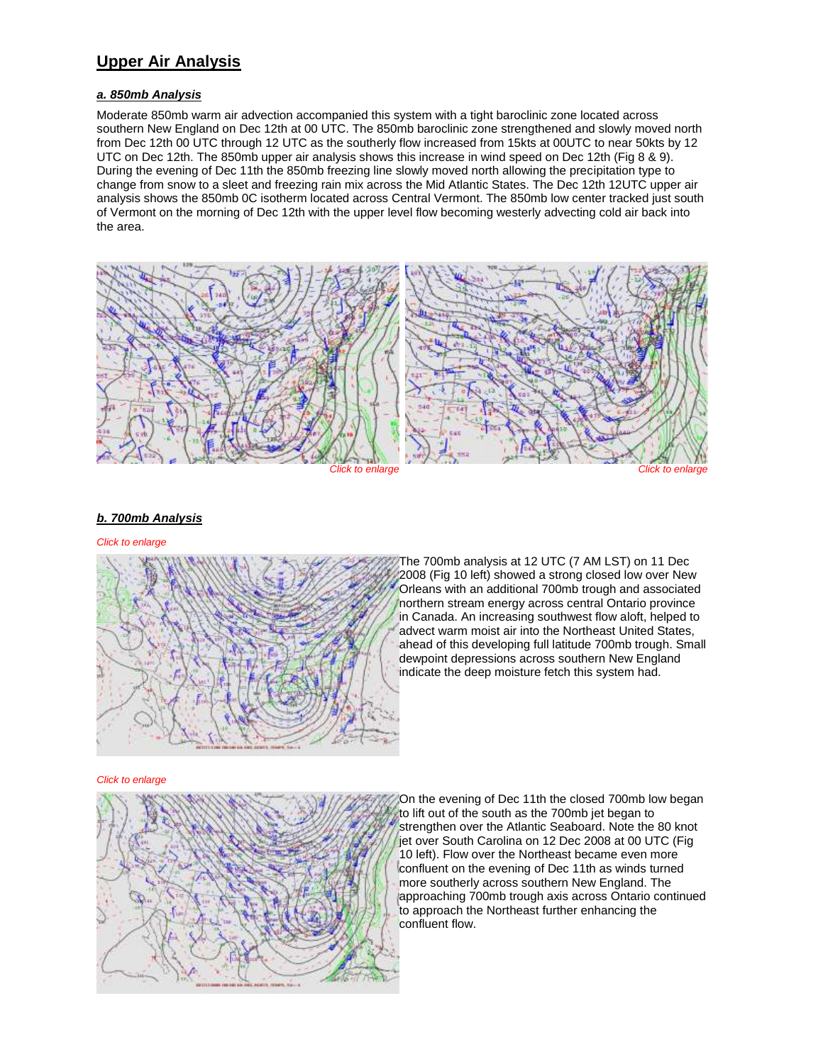## Upper Air Analysis

### *a. 850mb Analysis*

Moderate 850mb warm air advection accompanied this system with a tight baroclinic zone located across southern New England on Dec 12th at 00 UTC. The 850mb baroclinic zone strengthened and slowly moved north from Dec 12th 00 UTC through 12 UTC as the southerly flow increased from 15kts at 00UTC to near 50kts by 12 UTC on Dec 12th. The 850mb upper air analysis shows this increase in wind speed on Dec 12th (Fig 8 & 9). During the evening of Dec 11th the 850mb freezing line slowly moved north allowing the precipitation type to change from snow to a sleet and freezing rain mix across the Mid Atlantic States. The Dec 12th 12UTC upper air analysis shows the 850mb 0C isotherm located across Central Vermont. The 850mb low center tracked just south of Vermont on the morning of Dec 12th with the upper level flow becoming westerly advecting cold air back into the area.

*Click to enlarge* *Click to enlarge*

### *b. 700mb Analysis*

*Click to enlarge*

The 700mb analysis at 12 UTC (7 AM LST) on 11 Dec 2008 (Fig 10 left) showed a strong closed low over New Orleans with an additional 700mb trough and associated northern stream energy across central Ontario province in Canada. An increasing southwest flow aloft, helped to advect warm moist air into the Northeast United States, ahead of this developing full latitude 700mb trough. Small dewpoint depressions across southern New England indicate the deep moisture fetch this system had.

*Click to enlarge*

On the evening of Dec 11th the closed 700mb low began to lift out of the south as the 700mb jet began to strengthen over the Atlantic Seaboard. Note the 80 knot jet over South Carolina on 12 Dec 2008 at 00 UTC (Fig 10 left). Flow over the Northeast became even more confluent on the evening of Dec 11th as winds turned more southerly across southern New England. The approaching 700mb trough axis across Ontario continued to approach the Northeast further enhancing the confluent flow.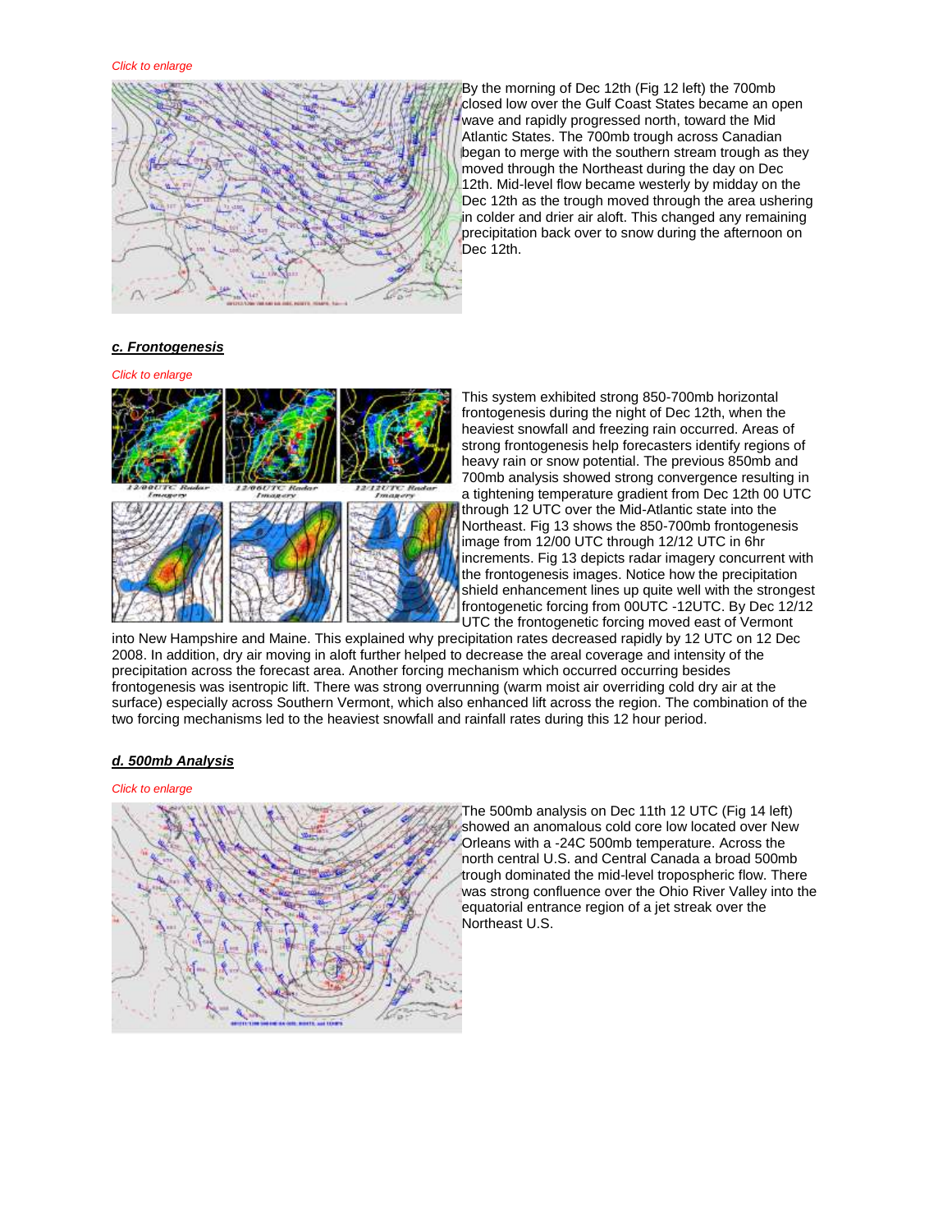*Click to enlarge*

By the morning of Dec 12th (Fig 12 left) the 700mb closed low over the Gulf Coast States became an open wave and rapidly progressed north, toward the Mid Atlantic States. The 700mb trough across Canadian began to merge with the southern stream trough as they moved through the Northeast during the day on Dec 12th. Mid-level flow became westerly by midday on the Dec 12th as the trough moved through the area ushering in colder and drier air aloft. This changed any remaining precipitation back over to snow during the afternoon on Dec 12th.

***c. Frontogenesis***

*Click to enlarge*

12/00UTC Radar Imagery | 12/06UTC Radar Imagery | 12/12UTC Radar Imagery

This system exhibited strong 850-700mb horizontal frontogenesis during the night of Dec 12th, when the heaviest snowfall and freezing rain occurred. Areas of strong frontogenesis help forecasters identify regions of heavy rain or snow potential. The previous 850mb and 700mb analysis showed strong convergence resulting in a tightening temperature gradient from Dec 12th 00 UTC through 12 UTC over the Mid-Atlantic state into the Northeast. Fig 13 shows the 850-700mb frontogenesis image from 12/00 UTC through 12/12 UTC in 6hr increments. Fig 13 depicts radar imagery concurrent with the frontogenesis images. Notice how the precipitation shield enhancement lines up quite well with the strongest frontogenetic forcing from 00UTC -12UTC. By Dec 12/12 UTC the frontogenetic forcing moved east of Vermont into New Hampshire and Maine. This explained why precipitation rates decreased rapidly by 12 UTC on 12 Dec 2008. In addition, dry air moving in aloft further helped to decrease the areal coverage and intensity of the precipitation across the forecast area. Another forcing mechanism which occurred occurring besides frontogenesis was isentropic lift. There was strong overrunning (warm moist air overriding cold dry air at the surface) especially across Southern Vermont, which also enhanced lift across the region. The combination of the two forcing mechanisms led to the heaviest snowfall and rainfall rates during this 12 hour period.

***d. 500mb Analysis***

*Click to enlarge*

The 500mb analysis on Dec 11th 12 UTC (Fig 14 left) showed an anomalous cold core low located over New Orleans with a -24C 500mb temperature. Across the north central U.S. and Central Canada a broad 500mb trough dominated the mid-level tropospheric flow. There was strong confluence over the Ohio River Valley into the equatorial entrance region of a jet streak over the Northeast U.S.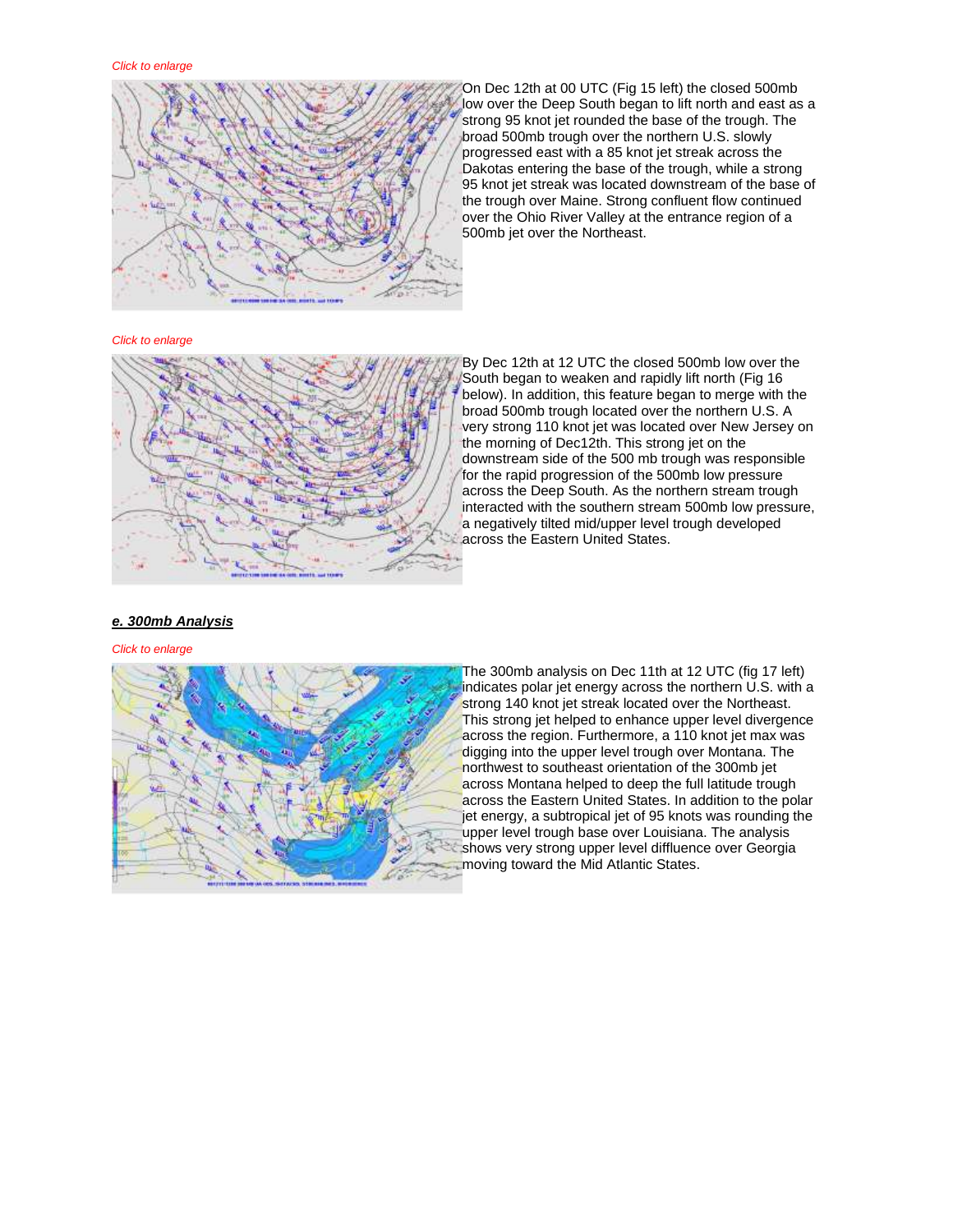*Click to enlarge*

On Dec 12th at 00 UTC (Fig 15 left) the closed 500mb low over the Deep South began to lift north and east as a strong 95 knot jet rounded the base of the trough. The broad 500mb trough over the northern U.S. slowly progressed east with a 85 knot jet streak across the Dakotas entering the base of the trough, while a strong 95 knot jet streak was located downstream of the base of the trough over Maine. Strong confluent flow continued over the Ohio River Valley at the entrance region of a 500mb jet over the Northeast.

*Click to enlarge*

By Dec 12th at 12 UTC the closed 500mb low over the South began to weaken and rapidly lift north (Fig 16 below). In addition, this feature began to merge with the broad 500mb trough located over the northern U.S. A very strong 110 knot jet was located over New Jersey on the morning of Dec12th. This strong jet on the downstream side of the 500 mb trough was responsible for the rapid progression of the 500mb low pressure across the Deep South. As the northern stream trough interacted with the southern stream 500mb low pressure, a negatively tilted mid/upper level trough developed across the Eastern United States.

### ***e. 300mb Analysis***

*Click to enlarge*

The 300mb analysis on Dec 11th at 12 UTC (fig 17 left) indicates polar jet energy across the northern U.S. with a strong 140 knot jet streak located over the Northeast. This strong jet helped to enhance upper level divergence across the region. Furthermore, a 110 knot jet max was digging into the upper level trough over Montana. The northwest to southeast orientation of the 300mb jet across Montana helped to deep the full latitude trough across the Eastern United States. In addition to the polar jet energy, a subtropical jet of 95 knots was rounding the upper level trough base over Louisiana. The analysis shows very strong upper level diffluence over Georgia moving toward the Mid Atlantic States.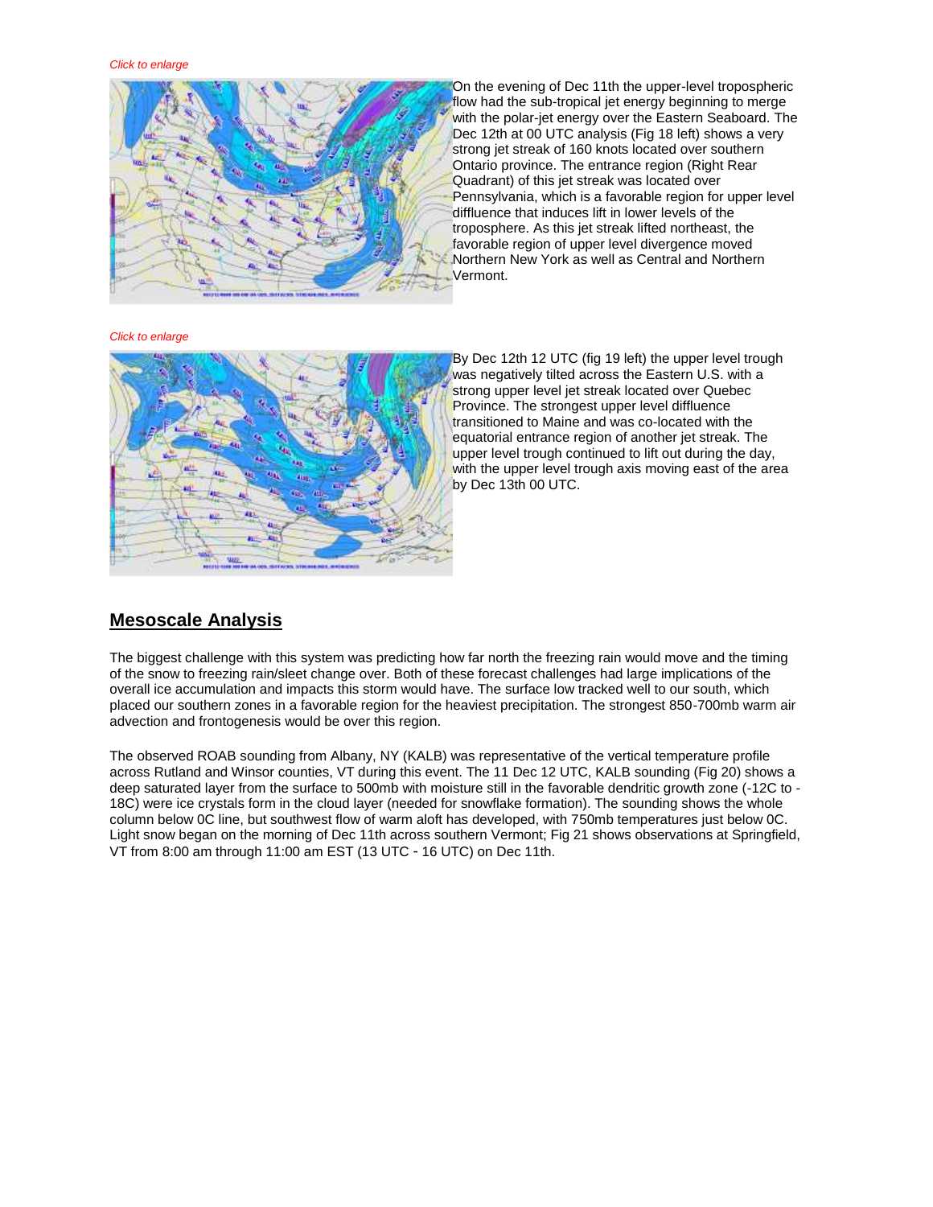*Click to enlarge*

On the evening of Dec 11th the upper-level tropospheric flow had the sub-tropical jet energy beginning to merge with the polar-jet energy over the Eastern Seaboard. The Dec 12th at 00 UTC analysis (Fig 18 left) shows a very strong jet streak of 160 knots located over southern Ontario province. The entrance region (Right Rear Quadrant) of this jet streak was located over Pennsylvania, which is a favorable region for upper level diffluence that induces lift in lower levels of the troposphere. As this jet streak lifted northeast, the favorable region of upper level divergence moved Northern New York as well as Central and Northern Vermont.

*Click to enlarge*

By Dec 12th 12 UTC (fig 19 left) the upper level trough was negatively tilted across the Eastern U.S. with a strong upper level jet streak located over Quebec Province. The strongest upper level diffluence transitioned to Maine and was co-located with the equatorial entrance region of another jet streak. The upper level trough continued to lift out during the day, with the upper level trough axis moving east of the area by Dec 13th 00 UTC.

## Mesoscale Analysis

The biggest challenge with this system was predicting how far north the freezing rain would move and the timing of the snow to freezing rain/sleet change over. Both of these forecast challenges had large implications of the overall ice accumulation and impacts this storm would have. The surface low tracked well to our south, which placed our southern zones in a favorable region for the heaviest precipitation. The strongest 850-700mb warm air advection and frontogenesis would be over this region.

The observed ROAB sounding from Albany, NY (KALB) was representative of the vertical temperature profile across Rutland and Winsor counties, VT during this event. The 11 Dec 12 UTC, KALB sounding (Fig 20) shows a deep saturated layer from the surface to 500mb with moisture still in the favorable dendritic growth zone (-12C to -18C) were ice crystals form in the cloud layer (needed for snowflake formation). The sounding shows the whole column below 0C line, but southwest flow of warm aloft has developed, with 750mb temperatures just below 0C. Light snow began on the morning of Dec 11th across southern Vermont; Fig 21 shows observations at Springfield, VT from 8:00 am through 11:00 am EST (13 UTC - 16 UTC) on Dec 11th.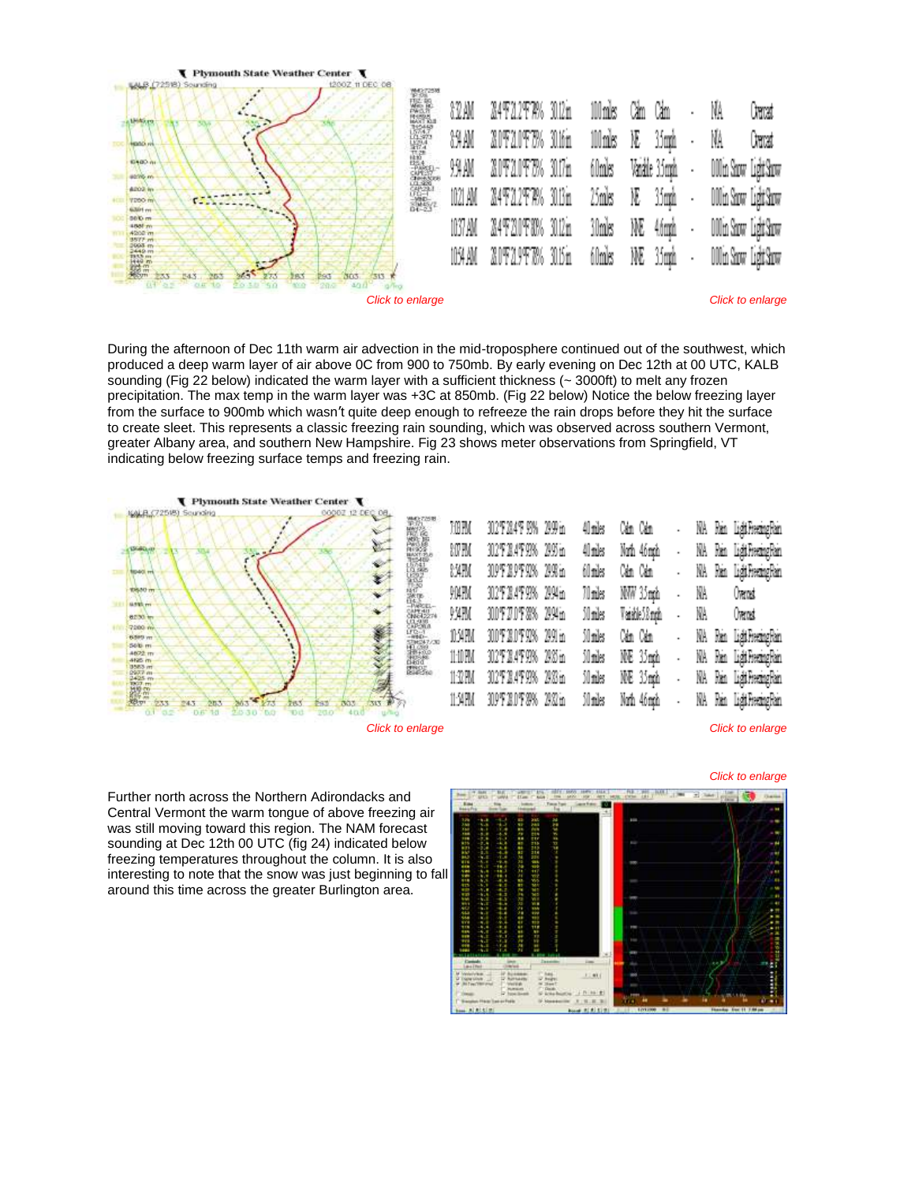Click to enlarge

Click to enlarge

During the afternoon of Dec 11th warm air advection in the mid-troposphere continued out of the southwest, which produced a deep warm layer of air above 0C from 900 to 750mb. By early evening on Dec 12th at 00 UTC, KALB sounding (Fig 22 below) indicated the warm layer with a sufficient thickness (~ 3000ft) to melt any frozen precipitation. The max temp in the warm layer was +3C at 850mb. (Fig 22 below) Notice the below freezing layer from the surface to 900mb which wasn't quite deep enough to refreeze the rain drops before they hit the surface to create sleet. This represents a classic freezing rain sounding, which was observed across southern Vermont, greater Albany area, and southern New Hampshire. Fig 23 shows meter observations from Springfield, VT indicating below freezing surface temps and freezing rain.

Click to enlarge

Click to enlarge

Click to enlarge

Further north across the Northern Adirondacks and Central Vermont the warm tongue of above freezing air was still moving toward this region. The NAM forecast sounding at Dec 12th 00 UTC (fig 24) indicated below freezing temperatures throughout the column. It is also interesting to note that the snow was just beginning to fall around this time across the greater Burlington area.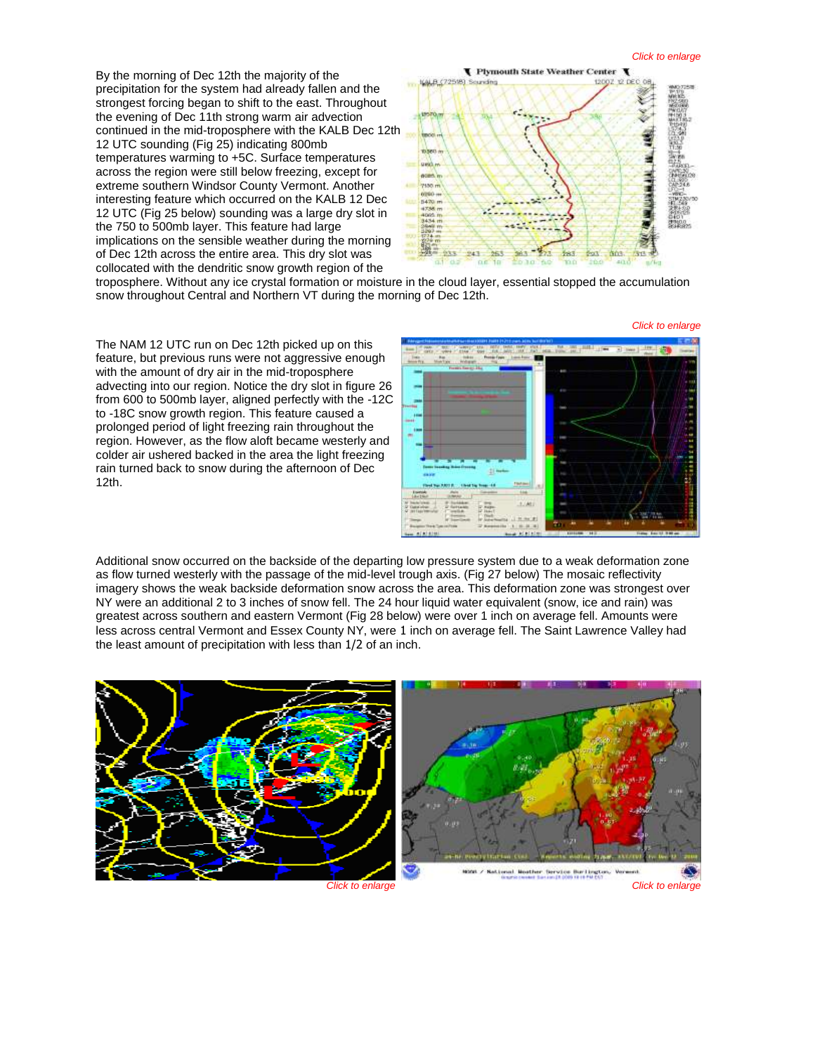Click to enlarge

By the morning of Dec 12th the majority of the precipitation for the system had already fallen and the strongest forcing began to shift to the east. Throughout the evening of Dec 11th strong warm air advection continued in the mid-troposphere with the KALB Dec 12th 12 UTC sounding (Fig 25) indicating 800mb temperatures warming to +5C. Surface temperatures across the region were still below freezing, except for extreme southern Windsor County Vermont. Another interesting feature which occurred on the KALB 12 Dec 12 UTC (Fig 25 below) sounding was a large dry slot in the 750 to 500mb layer. This feature had large implications on the sensible weather during the morning of Dec 12th across the entire area. This dry slot was collocated with the dendritic snow growth region of the troposphere. Without any ice crystal formation or moisture in the cloud layer, essential stopped the accumulation snow throughout Central and Northern VT during the morning of Dec 12th.

Click to enlarge

The NAM 12 UTC run on Dec 12th picked up on this feature, but previous runs were not aggressive enough with the amount of dry air in the mid-troposphere advecting into our region. Notice the dry slot in figure 26 from 600 to 500mb layer, aligned perfectly with the -12C to -18C snow growth region. This feature caused a prolonged period of light freezing rain throughout the region. However, as the flow aloft became westerly and colder air ushered backed in the area the light freezing rain turned back to snow during the afternoon of Dec 12th.

Additional snow occurred on the backside of the departing low pressure system due to a weak deformation zone as flow turned westerly with the passage of the mid-level trough axis. (Fig 27 below) The mosaic reflectivity imagery shows the weak backside deformation snow across the area. This deformation zone was strongest over NY were an additional 2 to 3 inches of snow fell. The 24 hour liquid water equivalent (snow, ice and rain) was greatest across southern and eastern Vermont (Fig 28 below) were over 1 inch on average fell. Amounts were less across central Vermont and Essex County NY, were 1 inch on average fell. The Saint Lawrence Valley had the least amount of precipitation with less than 1/2 of an inch.

Click to enlarge

Click to enlarge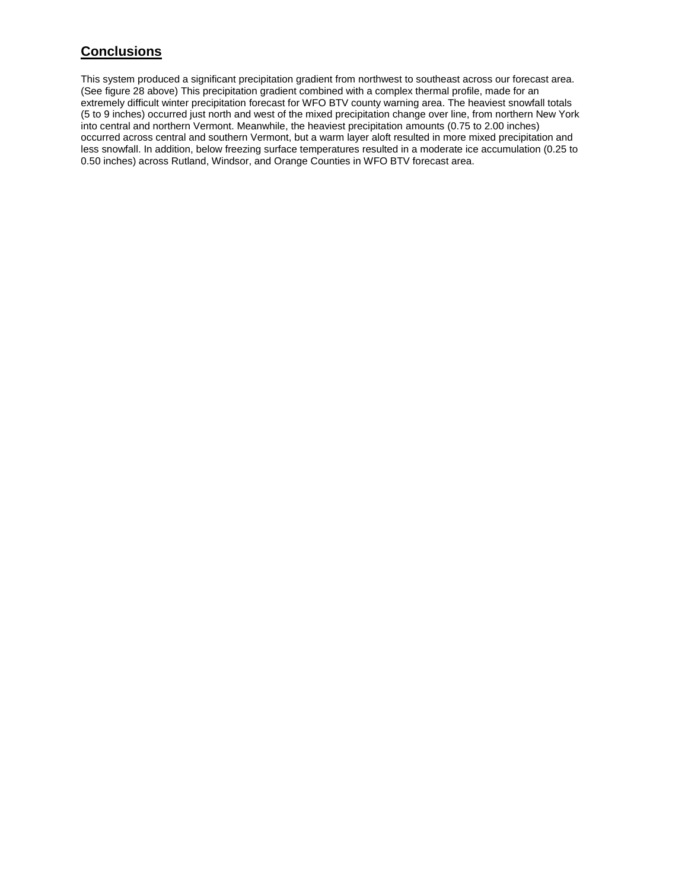## **Conclusions**

This system produced a significant precipitation gradient from northwest to southeast across our forecast area. (See figure 28 above) This precipitation gradient combined with a complex thermal profile, made for an extremely difficult winter precipitation forecast for WFO BTV county warning area. The heaviest snowfall totals (5 to 9 inches) occurred just north and west of the mixed precipitation change over line, from northern New York into central and northern Vermont. Meanwhile, the heaviest precipitation amounts (0.75 to 2.00 inches) occurred across central and southern Vermont, but a warm layer aloft resulted in more mixed precipitation and less snowfall. In addition, below freezing surface temperatures resulted in a moderate ice accumulation (0.25 to 0.50 inches) across Rutland, Windsor, and Orange Counties in WFO BTV forecast area.